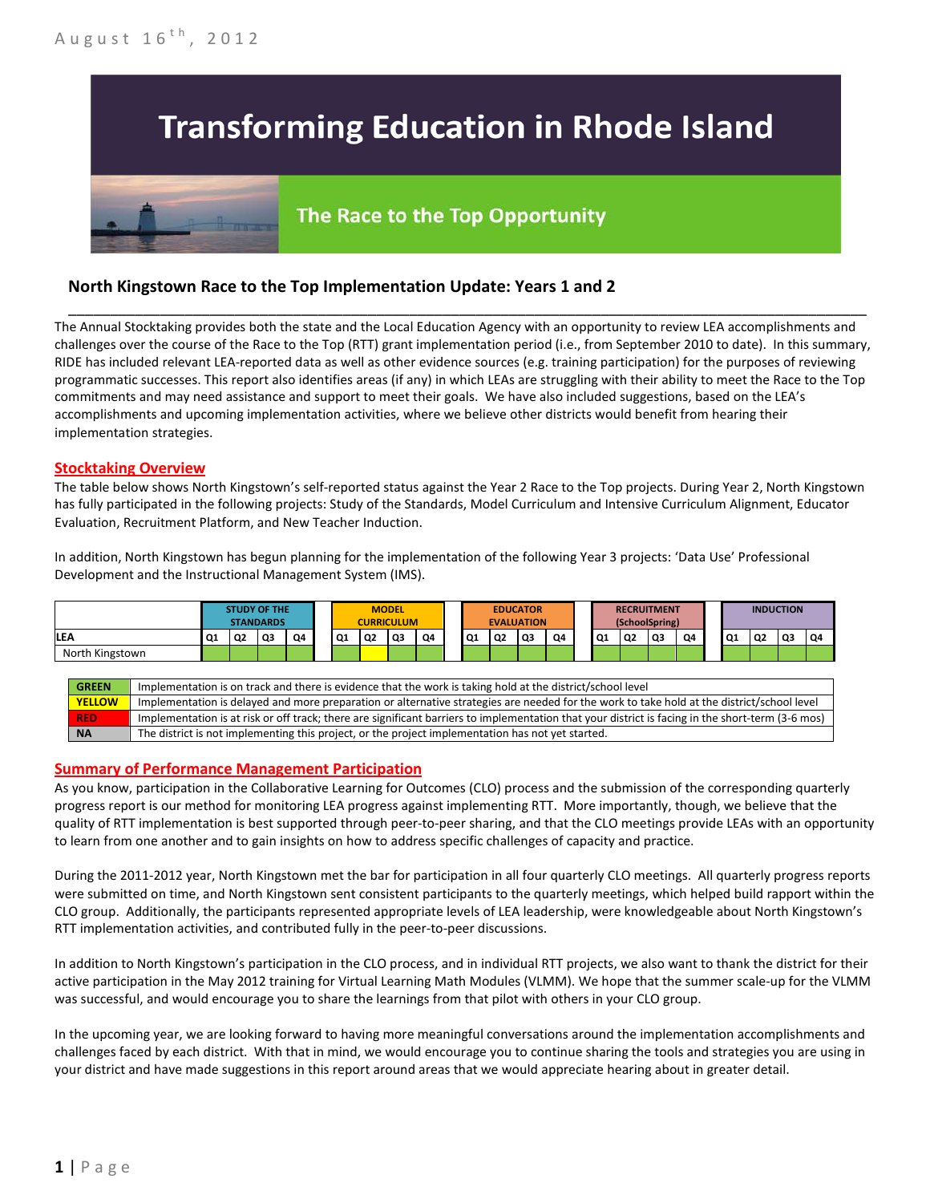August 16th, 2012

# Transforming Education in Rhode Island

## The Race to the Top Opportunity

### North Kingstown Race to the Top Implementation Update: Years 1 and 2

The Annual Stocktaking provides both the state and the Local Education Agency with an opportunity to review LEA accomplishments and challenges over the course of the Race to the Top (RTT) grant implementation period (i.e., from September 2010 to date). In this summary, RIDE has included relevant LEA-reported data as well as other evidence sources (e.g. training participation) for the purposes of reviewing programmatic successes. This report also identifies areas (if any) in which LEAs are struggling with their ability to meet the Race to the Top commitments and may need assistance and support to meet their goals. We have also included suggestions, based on the LEA's accomplishments and upcoming implementation activities, where we believe other districts would benefit from hearing their implementation strategies.

## Stocktaking Overview

The table below shows North Kingstown's self-reported status against the Year 2 Race to the Top projects. During Year 2, North Kingstown has fully participated in the following projects: Study of the Standards, Model Curriculum and Intensive Curriculum Alignment, Educator Evaluation, Recruitment Platform, and New Teacher Induction.

In addition, North Kingstown has begun planning for the implementation of the following Year 3 projects: 'Data Use' Professional Development and the Instructional Management System (IMS).

| | STUDY OF THE STANDARDS | | | | MODEL CURRICULUM | | | | EDUCATOR EVALUATION | | | | RECRUITMENT (SchoolSpring) | | | | INDUCTION | | | |
|---|---|---|---|---|---|---|---|---|---|---|---|---|---|---|---|---|---|---|---|---|
| LEA | Q1 | Q2 | Q3 | Q4 | Q1 | Q2 | Q3 | Q4 | Q1 | Q2 | Q3 | Q4 | Q1 | Q2 | Q3 | Q4 | Q1 | Q2 | Q3 | Q4 |
| North Kingstown | Green | Green | Green | Green | Green | Yellow | Green | Green | Green | Green | Green | Green | Green | Green | Green | Green | Green | Green | Green | Green |

| | |
|---|---|
| GREEN | Implementation is on track and there is evidence that the work is taking hold at the district/school level |
| YELLOW | Implementation is delayed and more preparation or alternative strategies are needed for the work to take hold at the district/school level |
| RED | Implementation is at risk or off track; there are significant barriers to implementation that your district is facing in the short-term (3-6 mos) |
| NA | The district is not implementing this project, or the project implementation has not yet started. |

## Summary of Performance Management Participation

As you know, participation in the Collaborative Learning for Outcomes (CLO) process and the submission of the corresponding quarterly progress report is our method for monitoring LEA progress against implementing RTT. More importantly, though, we believe that the quality of RTT implementation is best supported through peer-to-peer sharing, and that the CLO meetings provide LEAs with an opportunity to learn from one another and to gain insights on how to address specific challenges of capacity and practice.

During the 2011-2012 year, North Kingstown met the bar for participation in all four quarterly CLO meetings. All quarterly progress reports were submitted on time, and North Kingstown sent consistent participants to the quarterly meetings, which helped build rapport within the CLO group. Additionally, the participants represented appropriate levels of LEA leadership, were knowledgeable about North Kingstown's RTT implementation activities, and contributed fully in the peer-to-peer discussions.

In addition to North Kingstown's participation in the CLO process, and in individual RTT projects, we also want to thank the district for their active participation in the May 2012 training for Virtual Learning Math Modules (VLMM). We hope that the summer scale-up for the VLMM was successful, and would encourage you to share the learnings from that pilot with others in your CLO group.

In the upcoming year, we are looking forward to having more meaningful conversations around the implementation accomplishments and challenges faced by each district. With that in mind, we would encourage you to continue sharing the tools and strategies you are using in your district and have made suggestions in this report around areas that we would appreciate hearing about in greater detail.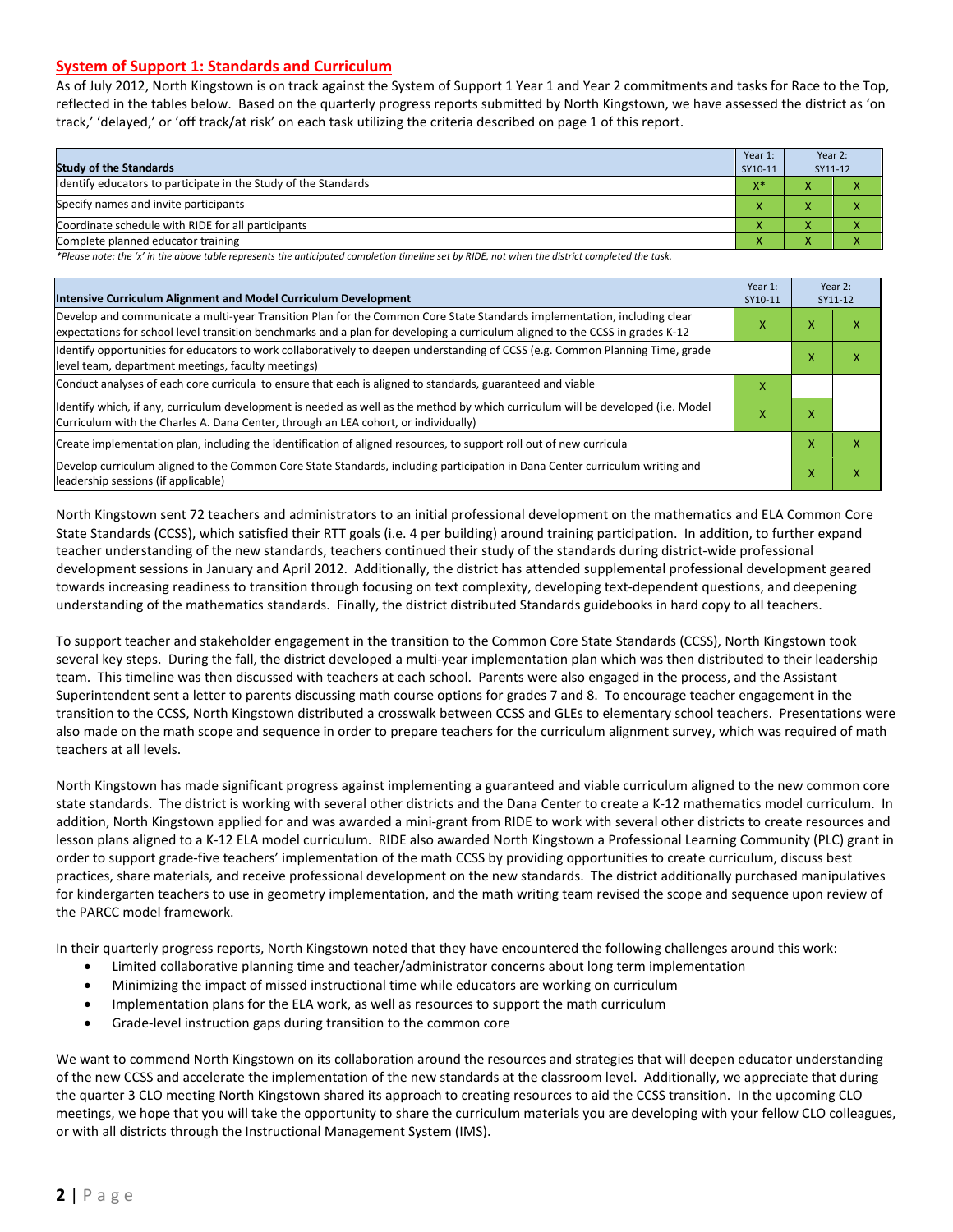## System of Support 1: Standards and Curriculum

As of July 2012, North Kingstown is on track against the System of Support 1 Year 1 and Year 2 commitments and tasks for Race to the Top, reflected in the tables below. Based on the quarterly progress reports submitted by North Kingstown, we have assessed the district as 'on track,' 'delayed,' or 'off track/at risk' on each task utilizing the criteria described on page 1 of this report.

| Study of the Standards | Year 1: SY10-11 | Year 2: SY11-12 | |
|---|---|---|---|
| Identify educators to participate in the Study of the Standards | X* | X | X |
| Specify names and invite participants | X | X | X |
| Coordinate schedule with RIDE for all participants | X | X | X |
| Complete planned educator training | X | X | X |

*Please note: the 'x' in the above table represents the anticipated completion timeline set by RIDE, not when the district completed the task.

| Intensive Curriculum Alignment and Model Curriculum Development | Year 1: SY10-11 | Year 2: SY11-12 | |
|---|---|---|---|
| Develop and communicate a multi-year Transition Plan for the Common Core State Standards implementation, including clear expectations for school level transition benchmarks and a plan for developing a curriculum aligned to the CCSS in grades K-12 | X | X | X |
| Identify opportunities for educators to work collaboratively to deepen understanding of CCSS (e.g. Common Planning Time, grade level team, department meetings, faculty meetings) | | X | X |
| Conduct analyses of each core curricula to ensure that each is aligned to standards, guaranteed and viable | X | | |
| Identify which, if any, curriculum development is needed as well as the method by which curriculum will be developed (i.e. Model Curriculum with the Charles A. Dana Center, through an LEA cohort, or individually) | X | X | |
| Create implementation plan, including the identification of aligned resources, to support roll out of new curricula | | X | X |
| Develop curriculum aligned to the Common Core State Standards, including participation in Dana Center curriculum writing and leadership sessions (if applicable) | | X | X |

North Kingstown sent 72 teachers and administrators to an initial professional development on the mathematics and ELA Common Core State Standards (CCSS), which satisfied their RTT goals (i.e. 4 per building) around training participation. In addition, to further expand teacher understanding of the new standards, teachers continued their study of the standards during district-wide professional development sessions in January and April 2012. Additionally, the district has attended supplemental professional development geared towards increasing readiness to transition through focusing on text complexity, developing text-dependent questions, and deepening understanding of the mathematics standards. Finally, the district distributed Standards guidebooks in hard copy to all teachers.

To support teacher and stakeholder engagement in the transition to the Common Core State Standards (CCSS), North Kingstown took several key steps. During the fall, the district developed a multi-year implementation plan which was then distributed to their leadership team. This timeline was then discussed with teachers at each school. Parents were also engaged in the process, and the Assistant Superintendent sent a letter to parents discussing math course options for grades 7 and 8. To encourage teacher engagement in the transition to the CCSS, North Kingstown distributed a crosswalk between CCSS and GLEs to elementary school teachers. Presentations were also made on the math scope and sequence in order to prepare teachers for the curriculum alignment survey, which was required of math teachers at all levels.

North Kingstown has made significant progress against implementing a guaranteed and viable curriculum aligned to the new common core state standards. The district is working with several other districts and the Dana Center to create a K-12 mathematics model curriculum. In addition, North Kingstown applied for and was awarded a mini-grant from RIDE to work with several other districts to create resources and lesson plans aligned to a K-12 ELA model curriculum. RIDE also awarded North Kingstown a Professional Learning Community (PLC) grant in order to support grade-five teachers' implementation of the math CCSS by providing opportunities to create curriculum, discuss best practices, share materials, and receive professional development on the new standards. The district additionally purchased manipulatives for kindergarten teachers to use in geometry implementation, and the math writing team revised the scope and sequence upon review of the PARCC model framework.

In their quarterly progress reports, North Kingstown noted that they have encountered the following challenges around this work:

- Limited collaborative planning time and teacher/administrator concerns about long term implementation
- Minimizing the impact of missed instructional time while educators are working on curriculum
- Implementation plans for the ELA work, as well as resources to support the math curriculum
- Grade-level instruction gaps during transition to the common core

We want to commend North Kingstown on its collaboration around the resources and strategies that will deepen educator understanding of the new CCSS and accelerate the implementation of the new standards at the classroom level. Additionally, we appreciate that during the quarter 3 CLO meeting North Kingstown shared its approach to creating resources to aid the CCSS transition. In the upcoming CLO meetings, we hope that you will take the opportunity to share the curriculum materials you are developing with your fellow CLO colleagues, or with all districts through the Instructional Management System (IMS).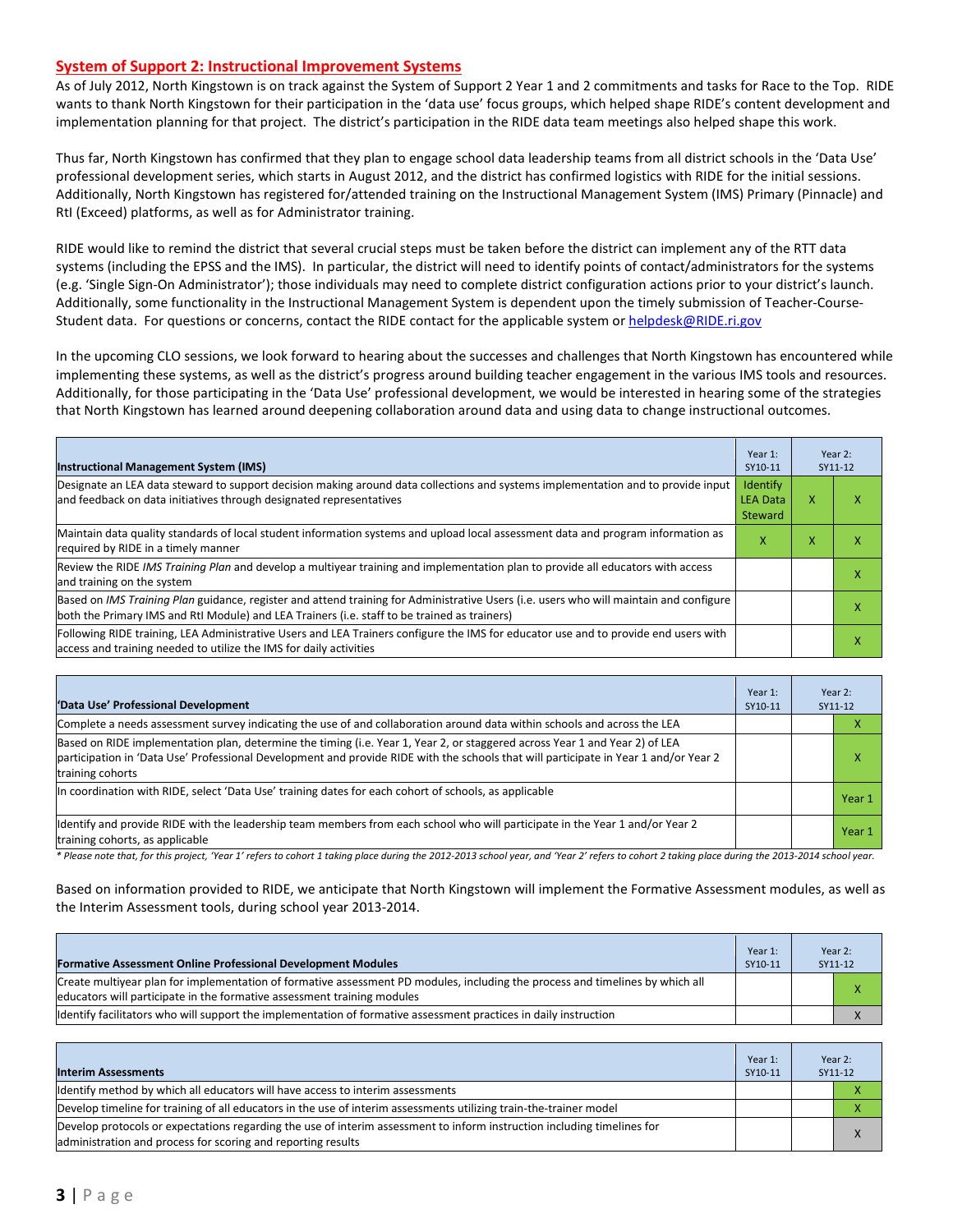## System of Support 2: Instructional Improvement Systems

As of July 2012, North Kingstown is on track against the System of Support 2 Year 1 and 2 commitments and tasks for Race to the Top. RIDE wants to thank North Kingstown for their participation in the 'data use' focus groups, which helped shape RIDE's content development and implementation planning for that project. The district's participation in the RIDE data team meetings also helped shape this work.

Thus far, North Kingstown has confirmed that they plan to engage school data leadership teams from all district schools in the 'Data Use' professional development series, which starts in August 2012, and the district has confirmed logistics with RIDE for the initial sessions. Additionally, North Kingstown has registered for/attended training on the Instructional Management System (IMS) Primary (Pinnacle) and RtI (Exceed) platforms, as well as for Administrator training.

RIDE would like to remind the district that several crucial steps must be taken before the district can implement any of the RTT data systems (including the EPSS and the IMS). In particular, the district will need to identify points of contact/administrators for the systems (e.g. 'Single Sign-On Administrator'); those individuals may need to complete district configuration actions prior to your district's launch. Additionally, some functionality in the Instructional Management System is dependent upon the timely submission of Teacher-Course-Student data. For questions or concerns, contact the RIDE contact for the applicable system or helpdesk@RIDE.ri.gov

In the upcoming CLO sessions, we look forward to hearing about the successes and challenges that North Kingstown has encountered while implementing these systems, as well as the district's progress around building teacher engagement in the various IMS tools and resources. Additionally, for those participating in the 'Data Use' professional development, we would be interested in hearing some of the strategies that North Kingstown has learned around deepening collaboration around data and using data to change instructional outcomes.

| Instructional Management System (IMS) | Year 1: SY10-11 | Year 2: SY11-12 | |
|---|---|---|---|
| Designate an LEA data steward to support decision making around data collections and systems implementation and to provide input and feedback on data initiatives through designated representatives | Identify LEA Data Steward | X | X |
| Maintain data quality standards of local student information systems and upload local assessment data and program information as required by RIDE in a timely manner | X | X | X |
| Review the RIDE *IMS Training Plan* and develop a multiyear training and implementation plan to provide all educators with access and training on the system | | | X |
| Based on *IMS Training Plan* guidance, register and attend training for Administrative Users (i.e. users who will maintain and configure both the Primary IMS and RtI Module) and LEA Trainers (i.e. staff to be trained as trainers) | | | X |
| Following RIDE training, LEA Administrative Users and LEA Trainers configure the IMS for educator use and to provide end users with access and training needed to utilize the IMS for daily activities | | | X |

| 'Data Use' Professional Development | Year 1: SY10-11 | Year 2: SY11-12 | |
|---|---|---|---|
| Complete a needs assessment survey indicating the use of and collaboration around data within schools and across the LEA | | | X |
| Based on RIDE implementation plan, determine the timing (i.e. Year 1, Year 2, or staggered across Year 1 and Year 2) of LEA participation in 'Data Use' Professional Development and provide RIDE with the schools that will participate in Year 1 and/or Year 2 training cohorts | | | X |
| In coordination with RIDE, select 'Data Use' training dates for each cohort of schools, as applicable | | | Year 1 |
| Identify and provide RIDE with the leadership team members from each school who will participate in the Year 1 and/or Year 2 training cohorts, as applicable | | | Year 1 |

*\* Please note that, for this project, 'Year 1' refers to cohort 1 taking place during the 2012-2013 school year, and 'Year 2' refers to cohort 2 taking place during the 2013-2014 school year.*

Based on information provided to RIDE, we anticipate that North Kingstown will implement the Formative Assessment modules, as well as the Interim Assessment tools, during school year 2013-2014.

| Formative Assessment Online Professional Development Modules | Year 1: SY10-11 | Year 2: SY11-12 | |
|---|---|---|---|
| Create multiyear plan for implementation of formative assessment PD modules, including the process and timelines by which all educators will participate in the formative assessment training modules | | | X |
| Identify facilitators who will support the implementation of formative assessment practices in daily instruction | | | X |

| Interim Assessments | Year 1: SY10-11 | Year 2: SY11-12 | |
|---|---|---|---|
| Identify method by which all educators will have access to interim assessments | | | X |
| Develop timeline for training of all educators in the use of interim assessments utilizing train-the-trainer model | | | X |
| Develop protocols or expectations regarding the use of interim assessment to inform instruction including timelines for administration and process for scoring and reporting results | | | X |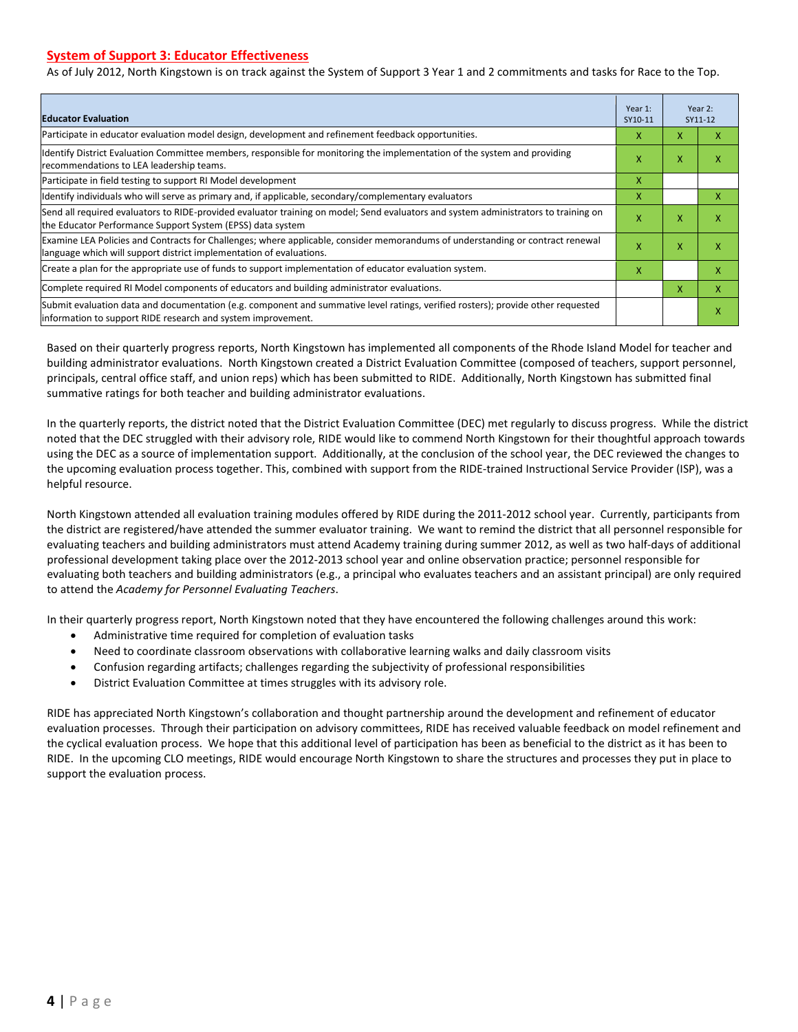## System of Support 3: Educator Effectiveness

As of July 2012, North Kingstown is on track against the System of Support 3 Year 1 and 2 commitments and tasks for Race to the Top.

| Educator Evaluation | Year 1: SY10-11 | Year 2: SY11-12 | |
|---|---|---|---|
| Participate in educator evaluation model design, development and refinement feedback opportunities. | X | X | X |
| Identify District Evaluation Committee members, responsible for monitoring the implementation of the system and providing recommendations to LEA leadership teams. | X | X | X |
| Participate in field testing to support RI Model development | X | | |
| Identify individuals who will serve as primary and, if applicable, secondary/complementary evaluators | X | | X |
| Send all required evaluators to RIDE-provided evaluator training on model; Send evaluators and system administrators to training on the Educator Performance Support System (EPSS) data system | X | X | X |
| Examine LEA Policies and Contracts for Challenges; where applicable, consider memorandums of understanding or contract renewal language which will support district implementation of evaluations. | X | X | X |
| Create a plan for the appropriate use of funds to support implementation of educator evaluation system. | X | | X |
| Complete required RI Model components of educators and building administrator evaluations. | | X | X |
| Submit evaluation data and documentation (e.g. component and summative level ratings, verified rosters); provide other requested information to support RIDE research and system improvement. | | | X |

Based on their quarterly progress reports, North Kingstown has implemented all components of the Rhode Island Model for teacher and building administrator evaluations. North Kingstown created a District Evaluation Committee (composed of teachers, support personnel, principals, central office staff, and union reps) which has been submitted to RIDE. Additionally, North Kingstown has submitted final summative ratings for both teacher and building administrator evaluations.

In the quarterly reports, the district noted that the District Evaluation Committee (DEC) met regularly to discuss progress. While the district noted that the DEC struggled with their advisory role, RIDE would like to commend North Kingstown for their thoughtful approach towards using the DEC as a source of implementation support. Additionally, at the conclusion of the school year, the DEC reviewed the changes to the upcoming evaluation process together. This, combined with support from the RIDE-trained Instructional Service Provider (ISP), was a helpful resource.

North Kingstown attended all evaluation training modules offered by RIDE during the 2011-2012 school year. Currently, participants from the district are registered/have attended the summer evaluator training. We want to remind the district that all personnel responsible for evaluating teachers and building administrators must attend Academy training during summer 2012, as well as two half-days of additional professional development taking place over the 2012-2013 school year and online observation practice; personnel responsible for evaluating both teachers and building administrators (e.g., a principal who evaluates teachers and an assistant principal) are only required to attend the *Academy for Personnel Evaluating Teachers*.

In their quarterly progress report, North Kingstown noted that they have encountered the following challenges around this work:

- Administrative time required for completion of evaluation tasks
- Need to coordinate classroom observations with collaborative learning walks and daily classroom visits
- Confusion regarding artifacts; challenges regarding the subjectivity of professional responsibilities
- District Evaluation Committee at times struggles with its advisory role.

RIDE has appreciated North Kingstown's collaboration and thought partnership around the development and refinement of educator evaluation processes. Through their participation on advisory committees, RIDE has received valuable feedback on model refinement and the cyclical evaluation process. We hope that this additional level of participation has been as beneficial to the district as it has been to RIDE. In the upcoming CLO meetings, RIDE would encourage North Kingstown to share the structures and processes they put in place to support the evaluation process.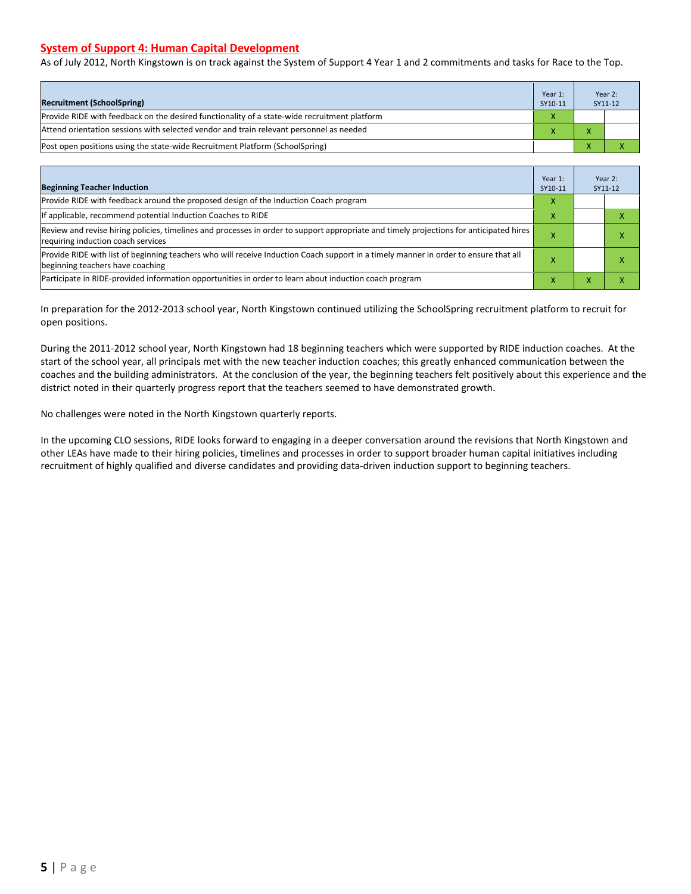## System of Support 4: Human Capital Development

As of July 2012, North Kingstown is on track against the System of Support 4 Year 1 and 2 commitments and tasks for Race to the Top.

| Recruitment (SchoolSpring) | Year 1: SY10-11 | Year 2: SY11-12 | |
|---|---|---|---|
| Provide RIDE with feedback on the desired functionality of a state-wide recruitment platform | X | | |
| Attend orientation sessions with selected vendor and train relevant personnel as needed | X | X | |
| Post open positions using the state-wide Recruitment Platform (SchoolSpring) | | X | X |

| Beginning Teacher Induction | Year 1: SY10-11 | Year 2: SY11-12 | |
|---|---|---|---|
| Provide RIDE with feedback around the proposed design of the Induction Coach program | X | | |
| If applicable, recommend potential Induction Coaches to RIDE | X | | X |
| Review and revise hiring policies, timelines and processes in order to support appropriate and timely projections for anticipated hires requiring induction coach services | X | | X |
| Provide RIDE with list of beginning teachers who will receive Induction Coach support in a timely manner in order to ensure that all beginning teachers have coaching | X | | X |
| Participate in RIDE-provided information opportunities in order to learn about induction coach program | X | X | X |

In preparation for the 2012-2013 school year, North Kingstown continued utilizing the SchoolSpring recruitment platform to recruit for open positions.

During the 2011-2012 school year, North Kingstown had 18 beginning teachers which were supported by RIDE induction coaches. At the start of the school year, all principals met with the new teacher induction coaches; this greatly enhanced communication between the coaches and the building administrators. At the conclusion of the year, the beginning teachers felt positively about this experience and the district noted in their quarterly progress report that the teachers seemed to have demonstrated growth.

No challenges were noted in the North Kingstown quarterly reports.

In the upcoming CLO sessions, RIDE looks forward to engaging in a deeper conversation around the revisions that North Kingstown and other LEAs have made to their hiring policies, timelines and processes in order to support broader human capital initiatives including recruitment of highly qualified and diverse candidates and providing data-driven induction support to beginning teachers.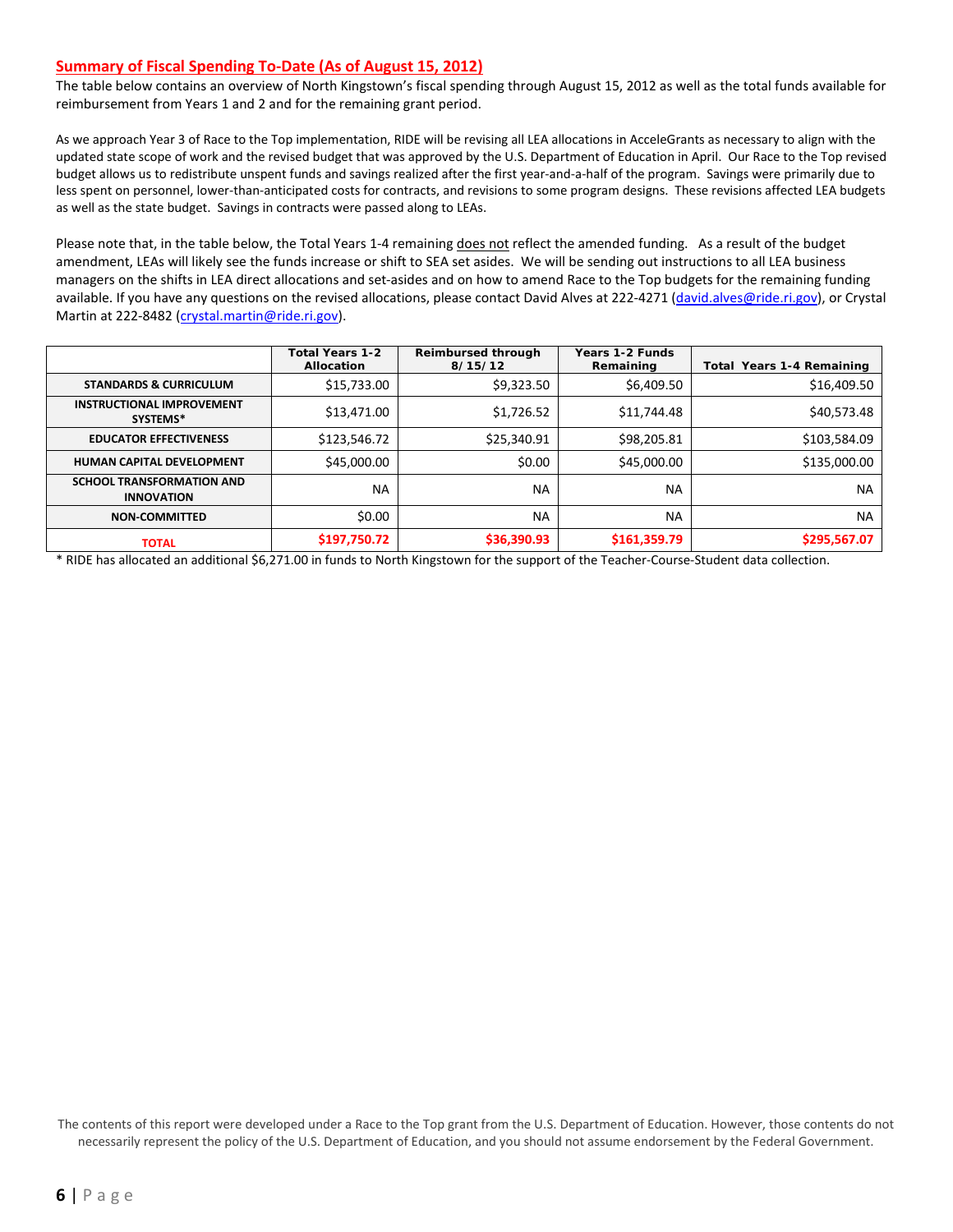## Summary of Fiscal Spending To-Date (As of August 15, 2012)

The table below contains an overview of North Kingstown's fiscal spending through August 15, 2012 as well as the total funds available for reimbursement from Years 1 and 2 and for the remaining grant period.

As we approach Year 3 of Race to the Top implementation, RIDE will be revising all LEA allocations in AcceleGrants as necessary to align with the updated state scope of work and the revised budget that was approved by the U.S. Department of Education in April. Our Race to the Top revised budget allows us to redistribute unspent funds and savings realized after the first year-and-a-half of the program. Savings were primarily due to less spent on personnel, lower-than-anticipated costs for contracts, and revisions to some program designs. These revisions affected LEA budgets as well as the state budget. Savings in contracts were passed along to LEAs.

Please note that, in the table below, the Total Years 1-4 remaining does not reflect the amended funding. As a result of the budget amendment, LEAs will likely see the funds increase or shift to SEA set asides. We will be sending out instructions to all LEA business managers on the shifts in LEA direct allocations and set-asides and on how to amend Race to the Top budgets for the remaining funding available. If you have any questions on the revised allocations, please contact David Alves at 222-4271 (david.alves@ride.ri.gov), or Crystal Martin at 222-8482 (crystal.martin@ride.ri.gov).

| | Total Years 1-2 Allocation | Reimbursed through 8/15/12 | Years 1-2 Funds Remaining | Total Years 1-4 Remaining |
|---|---|---|---|---|
| STANDARDS & CURRICULUM | $15,733.00 | $9,323.50 | $6,409.50 | $16,409.50 |
| INSTRUCTIONAL IMPROVEMENT SYSTEMS* | $13,471.00 | $1,726.52 | $11,744.48 | $40,573.48 |
| EDUCATOR EFFECTIVENESS | $123,546.72 | $25,340.91 | $98,205.81 | $103,584.09 |
| HUMAN CAPITAL DEVELOPMENT | $45,000.00 | $0.00 | $45,000.00 | $135,000.00 |
| SCHOOL TRANSFORMATION AND INNOVATION | NA | NA | NA | NA |
| NON-COMMITTED | $0.00 | NA | NA | NA |
| **TOTAL** | **$197,750.72** | **$36,390.93** | **$161,359.79** | **$295,567.07** |

* RIDE has allocated an additional $6,271.00 in funds to North Kingstown for the support of the Teacher-Course-Student data collection.

The contents of this report were developed under a Race to the Top grant from the U.S. Department of Education. However, those contents do not necessarily represent the policy of the U.S. Department of Education, and you should not assume endorsement by the Federal Government.